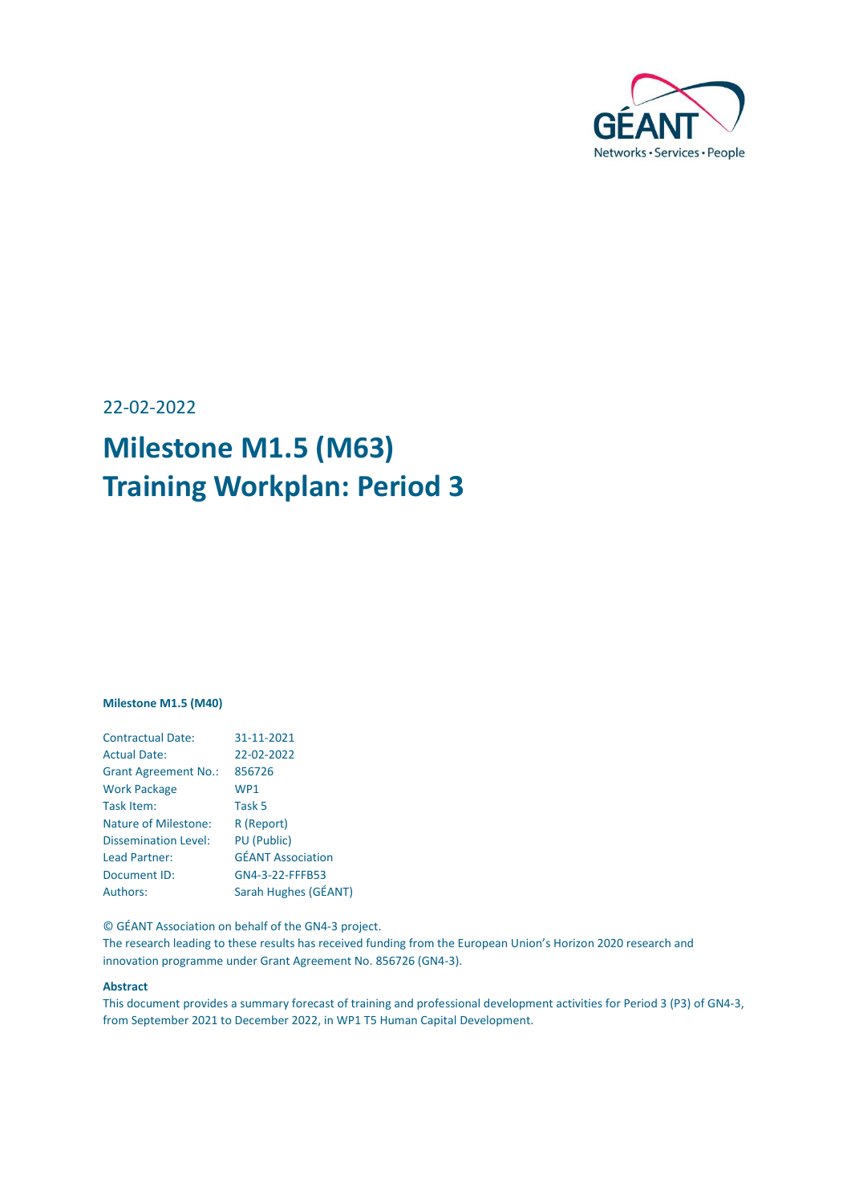22-02-2022

# Milestone M1.5 (M63) Training Workplan: Period 3

**Milestone M1.5 (M40)**

| | |
|---|---|
| Contractual Date: | 31-11-2021 |
| Actual Date: | 22-02-2022 |
| Grant Agreement No.: | 856726 |
| Work Package | WP1 |
| Task Item: | Task 5 |
| Nature of Milestone: | R (Report) |
| Dissemination Level: | PU (Public) |
| Lead Partner: | GÉANT Association |
| Document ID: | GN4-3-22-FFFB53 |
| Authors: | Sarah Hughes (GÉANT) |

© GÉANT Association on behalf of the GN4-3 project.
The research leading to these results has received funding from the European Union's Horizon 2020 research and innovation programme under Grant Agreement No. 856726 (GN4-3).

**Abstract**

This document provides a summary forecast of training and professional development activities for Period 3 (P3) of GN4-3, from September 2021 to December 2022, in WP1 T5 Human Capital Development.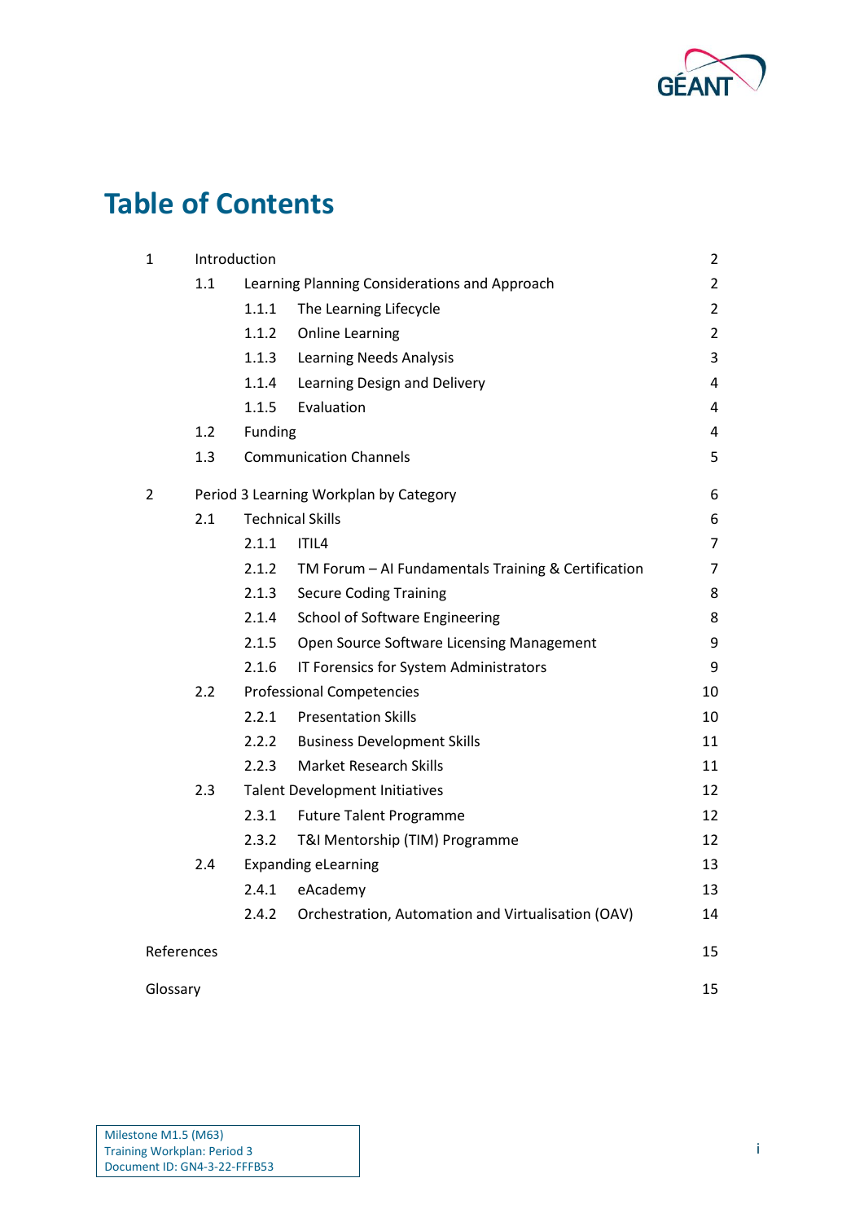# Table of Contents

| | | | |
|---|---|---|---|
| 1 | Introduction | | 2 |
| | 1.1 | Learning Planning Considerations and Approach | 2 |
| | | 1.1.1 The Learning Lifecycle | 2 |
| | | 1.1.2 Online Learning | 2 |
| | | 1.1.3 Learning Needs Analysis | 3 |
| | | 1.1.4 Learning Design and Delivery | 4 |
| | | 1.1.5 Evaluation | 4 |
| | 1.2 | Funding | 4 |
| | 1.3 | Communication Channels | 5 |
| 2 | Period 3 Learning Workplan by Category | | 6 |
| | 2.1 | Technical Skills | 6 |
| | | 2.1.1 ITIL4 | 7 |
| | | 2.1.2 TM Forum – AI Fundamentals Training & Certification | 7 |
| | | 2.1.3 Secure Coding Training | 8 |
| | | 2.1.4 School of Software Engineering | 8 |
| | | 2.1.5 Open Source Software Licensing Management | 9 |
| | | 2.1.6 IT Forensics for System Administrators | 9 |
| | 2.2 | Professional Competencies | 10 |
| | | 2.2.1 Presentation Skills | 10 |
| | | 2.2.2 Business Development Skills | 11 |
| | | 2.2.3 Market Research Skills | 11 |
| | 2.3 | Talent Development Initiatives | 12 |
| | | 2.3.1 Future Talent Programme | 12 |
| | | 2.3.2 T&I Mentorship (TIM) Programme | 12 |
| | 2.4 | Expanding eLearning | 13 |
| | | 2.4.1 eAcademy | 13 |
| | | 2.4.2 Orchestration, Automation and Virtualisation (OAV) | 14 |
| References | | | 15 |
| Glossary | | | 15 |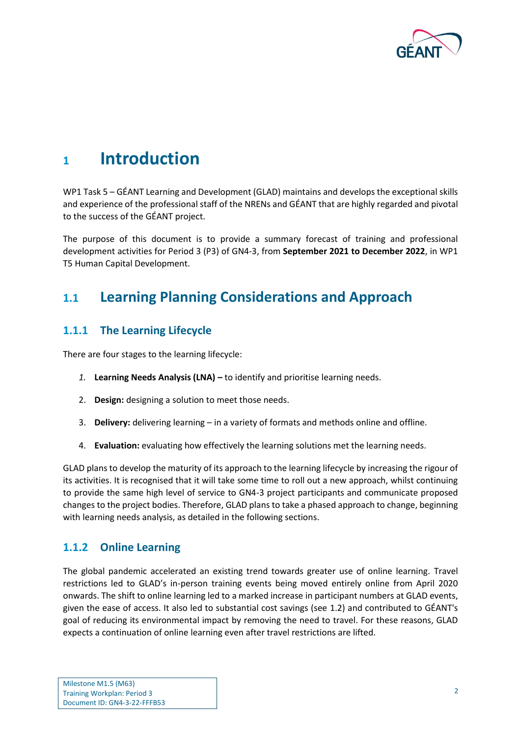# 1 Introduction

WP1 Task 5 – GÉANT Learning and Development (GLAD) maintains and develops the exceptional skills and experience of the professional staff of the NRENs and GÉANT that are highly regarded and pivotal to the success of the GÉANT project.

The purpose of this document is to provide a summary forecast of training and professional development activities for Period 3 (P3) of GN4-3, from **September 2021 to December 2022**, in WP1 T5 Human Capital Development.

## 1.1 Learning Planning Considerations and Approach

### 1.1.1 The Learning Lifecycle

There are four stages to the learning lifecycle:

1. **Learning Needs Analysis (LNA) –** to identify and prioritise learning needs.
2. **Design:** designing a solution to meet those needs.
3. **Delivery:** delivering learning – in a variety of formats and methods online and offline.
4. **Evaluation:** evaluating how effectively the learning solutions met the learning needs.

GLAD plans to develop the maturity of its approach to the learning lifecycle by increasing the rigour of its activities. It is recognised that it will take some time to roll out a new approach, whilst continuing to provide the same high level of service to GN4-3 project participants and communicate proposed changes to the project bodies. Therefore, GLAD plans to take a phased approach to change, beginning with learning needs analysis, as detailed in the following sections.

### 1.1.2 Online Learning

The global pandemic accelerated an existing trend towards greater use of online learning. Travel restrictions led to GLAD's in-person training events being moved entirely online from April 2020 onwards. The shift to online learning led to a marked increase in participant numbers at GLAD events, given the ease of access. It also led to substantial cost savings (see 1.2) and contributed to GÉANT's goal of reducing its environmental impact by removing the need to travel. For these reasons, GLAD expects a continuation of online learning even after travel restrictions are lifted.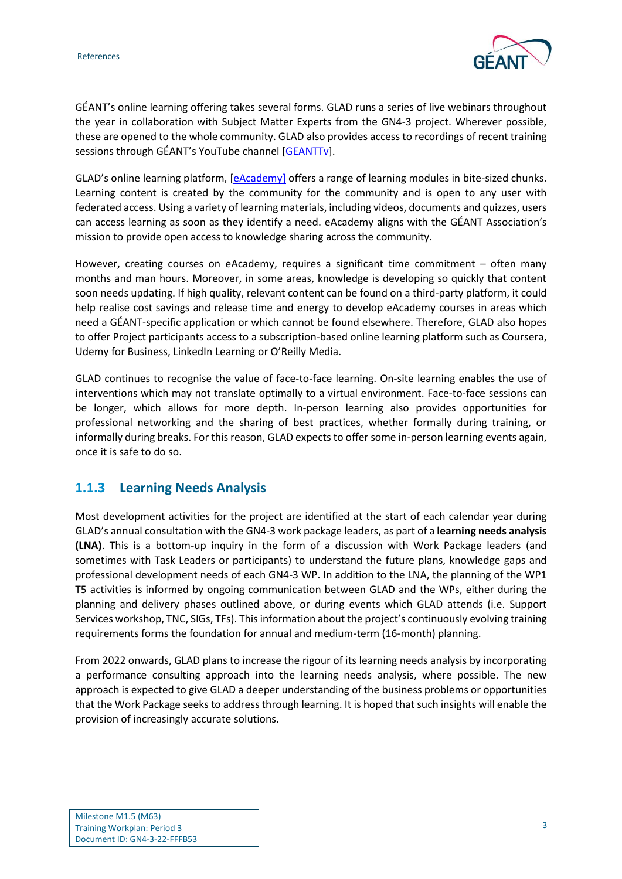GÉANT's online learning offering takes several forms. GLAD runs a series of live webinars throughout the year in collaboration with Subject Matter Experts from the GN4-3 project. Wherever possible, these are opened to the whole community. GLAD also provides access to recordings of recent training sessions through GÉANT's YouTube channel [GEANTTv].

GLAD's online learning platform, [eAcademy] offers a range of learning modules in bite-sized chunks. Learning content is created by the community for the community and is open to any user with federated access. Using a variety of learning materials, including videos, documents and quizzes, users can access learning as soon as they identify a need. eAcademy aligns with the GÉANT Association's mission to provide open access to knowledge sharing across the community.

However, creating courses on eAcademy, requires a significant time commitment – often many months and man hours. Moreover, in some areas, knowledge is developing so quickly that content soon needs updating. If high quality, relevant content can be found on a third-party platform, it could help realise cost savings and release time and energy to develop eAcademy courses in areas which need a GÉANT-specific application or which cannot be found elsewhere. Therefore, GLAD also hopes to offer Project participants access to a subscription-based online learning platform such as Coursera, Udemy for Business, LinkedIn Learning or O'Reilly Media.

GLAD continues to recognise the value of face-to-face learning. On-site learning enables the use of interventions which may not translate optimally to a virtual environment. Face-to-face sessions can be longer, which allows for more depth. In-person learning also provides opportunities for professional networking and the sharing of best practices, whether formally during training, or informally during breaks. For this reason, GLAD expects to offer some in-person learning events again, once it is safe to do so.

### 1.1.3 Learning Needs Analysis

Most development activities for the project are identified at the start of each calendar year during GLAD's annual consultation with the GN4-3 work package leaders, as part of a **learning needs analysis (LNA)**. This is a bottom-up inquiry in the form of a discussion with Work Package leaders (and sometimes with Task Leaders or participants) to understand the future plans, knowledge gaps and professional development needs of each GN4-3 WP. In addition to the LNA, the planning of the WP1 T5 activities is informed by ongoing communication between GLAD and the WPs, either during the planning and delivery phases outlined above, or during events which GLAD attends (i.e. Support Services workshop, TNC, SIGs, TFs). This information about the project's continuously evolving training requirements forms the foundation for annual and medium-term (16-month) planning.

From 2022 onwards, GLAD plans to increase the rigour of its learning needs analysis by incorporating a performance consulting approach into the learning needs analysis, where possible. The new approach is expected to give GLAD a deeper understanding of the business problems or opportunities that the Work Package seeks to address through learning. It is hoped that such insights will enable the provision of increasingly accurate solutions.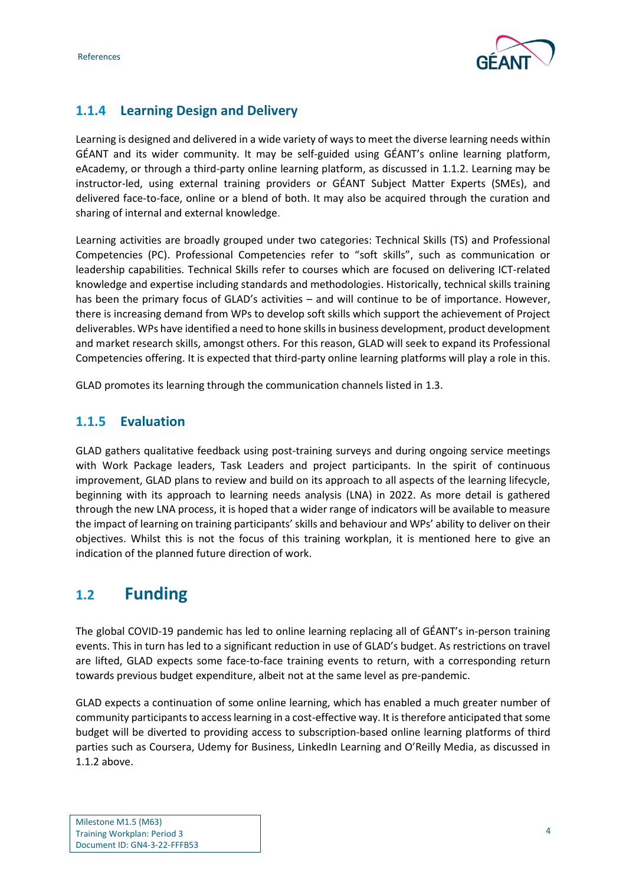### 1.1.4 Learning Design and Delivery

Learning is designed and delivered in a wide variety of ways to meet the diverse learning needs within GÉANT and its wider community. It may be self-guided using GÉANT's online learning platform, eAcademy, or through a third-party online learning platform, as discussed in 1.1.2. Learning may be instructor-led, using external training providers or GÉANT Subject Matter Experts (SMEs), and delivered face-to-face, online or a blend of both. It may also be acquired through the curation and sharing of internal and external knowledge.

Learning activities are broadly grouped under two categories: Technical Skills (TS) and Professional Competencies (PC). Professional Competencies refer to "soft skills", such as communication or leadership capabilities. Technical Skills refer to courses which are focused on delivering ICT-related knowledge and expertise including standards and methodologies. Historically, technical skills training has been the primary focus of GLAD's activities – and will continue to be of importance. However, there is increasing demand from WPs to develop soft skills which support the achievement of Project deliverables. WPs have identified a need to hone skills in business development, product development and market research skills, amongst others. For this reason, GLAD will seek to expand its Professional Competencies offering. It is expected that third-party online learning platforms will play a role in this.

GLAD promotes its learning through the communication channels listed in 1.3.

### 1.1.5 Evaluation

GLAD gathers qualitative feedback using post-training surveys and during ongoing service meetings with Work Package leaders, Task Leaders and project participants. In the spirit of continuous improvement, GLAD plans to review and build on its approach to all aspects of the learning lifecycle, beginning with its approach to learning needs analysis (LNA) in 2022. As more detail is gathered through the new LNA process, it is hoped that a wider range of indicators will be available to measure the impact of learning on training participants' skills and behaviour and WPs' ability to deliver on their objectives. Whilst this is not the focus of this training workplan, it is mentioned here to give an indication of the planned future direction of work.

## 1.2 Funding

The global COVID-19 pandemic has led to online learning replacing all of GÉANT's in-person training events. This in turn has led to a significant reduction in use of GLAD's budget. As restrictions on travel are lifted, GLAD expects some face-to-face training events to return, with a corresponding return towards previous budget expenditure, albeit not at the same level as pre-pandemic.

GLAD expects a continuation of some online learning, which has enabled a much greater number of community participants to access learning in a cost-effective way. It is therefore anticipated that some budget will be diverted to providing access to subscription-based online learning platforms of third parties such as Coursera, Udemy for Business, LinkedIn Learning and O'Reilly Media, as discussed in 1.1.2 above.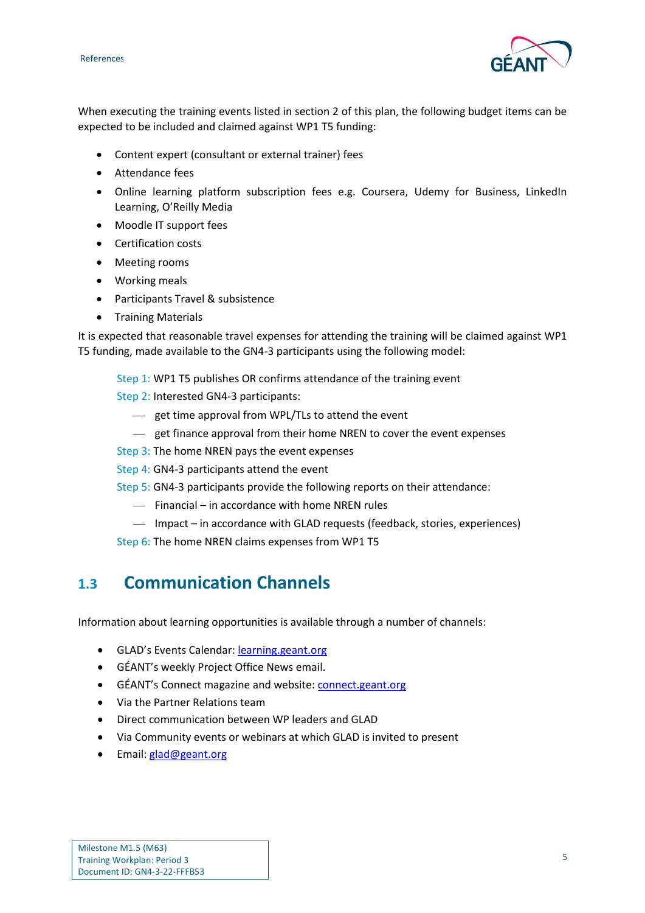When executing the training events listed in section 2 of this plan, the following budget items can be expected to be included and claimed against WP1 T5 funding:

- Content expert (consultant or external trainer) fees
- Attendance fees
- Online learning platform subscription fees e.g. Coursera, Udemy for Business, LinkedIn Learning, O'Reilly Media
- Moodle IT support fees
- Certification costs
- Meeting rooms
- Working meals
- Participants Travel & subsistence
- Training Materials

It is expected that reasonable travel expenses for attending the training will be claimed against WP1 T5 funding, made available to the GN4-3 participants using the following model:

Step 1: WP1 T5 publishes OR confirms attendance of the training event

Step 2: Interested GN4-3 participants:

- get time approval from WPL/TLs to attend the event
- get finance approval from their home NREN to cover the event expenses

Step 3: The home NREN pays the event expenses

Step 4: GN4-3 participants attend the event

Step 5: GN4-3 participants provide the following reports on their attendance:

- Financial – in accordance with home NREN rules
- Impact – in accordance with GLAD requests (feedback, stories, experiences)

Step 6: The home NREN claims expenses from WP1 T5

## 1.3 Communication Channels

Information about learning opportunities is available through a number of channels:

- GLAD's Events Calendar: learning.geant.org
- GÉANT's weekly Project Office News email.
- GÉANT's Connect magazine and website: connect.geant.org
- Via the Partner Relations team
- Direct communication between WP leaders and GLAD
- Via Community events or webinars at which GLAD is invited to present
- Email: glad@geant.org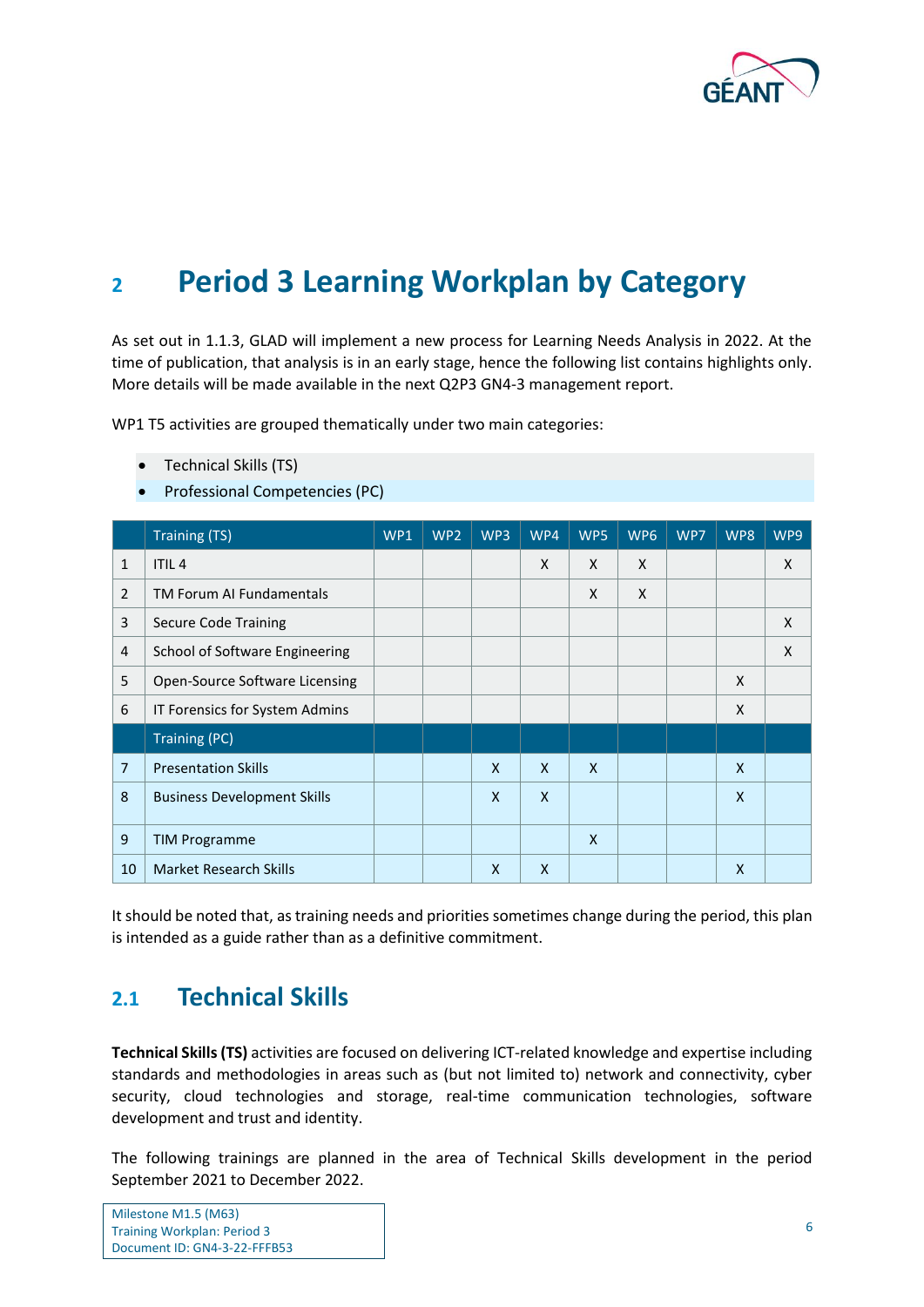# 2 Period 3 Learning Workplan by Category

As set out in 1.1.3, GLAD will implement a new process for Learning Needs Analysis in 2022. At the time of publication, that analysis is in an early stage, hence the following list contains highlights only. More details will be made available in the next Q2P3 GN4-3 management report.

WP1 T5 activities are grouped thematically under two main categories:

- Technical Skills (TS)
- Professional Competencies (PC)

| | Training (TS) | WP1 | WP2 | WP3 | WP4 | WP5 | WP6 | WP7 | WP8 | WP9 |
|---|---|---|---|---|---|---|---|---|---|---|
| 1 | ITIL 4 | | | | X | X | X | | | X |
| 2 | TM Forum AI Fundamentals | | | | | X | X | | | |
| 3 | Secure Code Training | | | | | | | | | X |
| 4 | School of Software Engineering | | | | | | | | | X |
| 5 | Open-Source Software Licensing | | | | | | | | X | |
| 6 | IT Forensics for System Admins | | | | | | | | X | |
| | Training (PC) | | | | | | | | | |
| 7 | Presentation Skills | | | X | X | X | | | X | |
| 8 | Business Development Skills | | | X | X | | | | X | |
| 9 | TIM Programme | | | | | X | | | | |
| 10 | Market Research Skills | | | X | X | | | | X | |

It should be noted that, as training needs and priorities sometimes change during the period, this plan is intended as a guide rather than as a definitive commitment.

## 2.1 Technical Skills

**Technical Skills (TS)** activities are focused on delivering ICT-related knowledge and expertise including standards and methodologies in areas such as (but not limited to) network and connectivity, cyber security, cloud technologies and storage, real-time communication technologies, software development and trust and identity.

The following trainings are planned in the area of Technical Skills development in the period September 2021 to December 2022.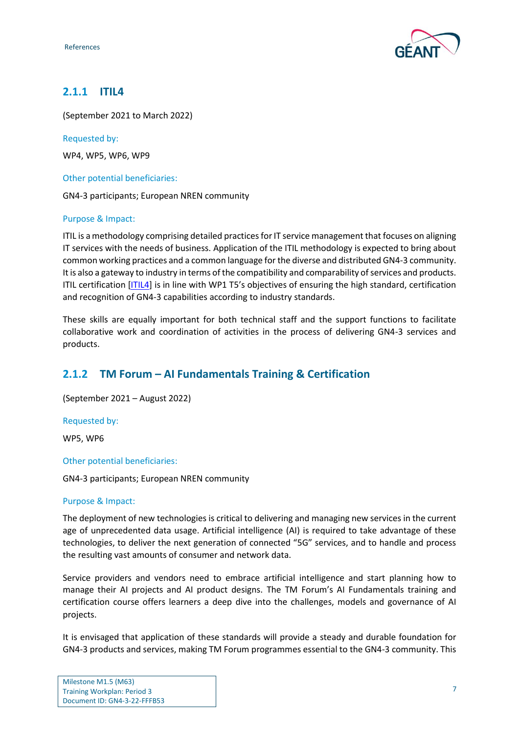### 2.1.1 ITIL4

(September 2021 to March 2022)

Requested by:

WP4, WP5, WP6, WP9

Other potential beneficiaries:

GN4-3 participants; European NREN community

Purpose & Impact:

ITIL is a methodology comprising detailed practices for IT service management that focuses on aligning IT services with the needs of business. Application of the ITIL methodology is expected to bring about common working practices and a common language for the diverse and distributed GN4-3 community. It is also a gateway to industry in terms of the compatibility and comparability of services and products. ITIL certification [ITIL4] is in line with WP1 T5's objectives of ensuring the high standard, certification and recognition of GN4-3 capabilities according to industry standards.

These skills are equally important for both technical staff and the support functions to facilitate collaborative work and coordination of activities in the process of delivering GN4-3 services and products.

### 2.1.2 TM Forum – AI Fundamentals Training & Certification

(September 2021 – August 2022)

Requested by:

WP5, WP6

Other potential beneficiaries:

GN4-3 participants; European NREN community

Purpose & Impact:

The deployment of new technologies is critical to delivering and managing new services in the current age of unprecedented data usage. Artificial intelligence (AI) is required to take advantage of these technologies, to deliver the next generation of connected "5G" services, and to handle and process the resulting vast amounts of consumer and network data.

Service providers and vendors need to embrace artificial intelligence and start planning how to manage their AI projects and AI product designs. The TM Forum's AI Fundamentals training and certification course offers learners a deep dive into the challenges, models and governance of AI projects.

It is envisaged that application of these standards will provide a steady and durable foundation for GN4-3 products and services, making TM Forum programmes essential to the GN4-3 community. This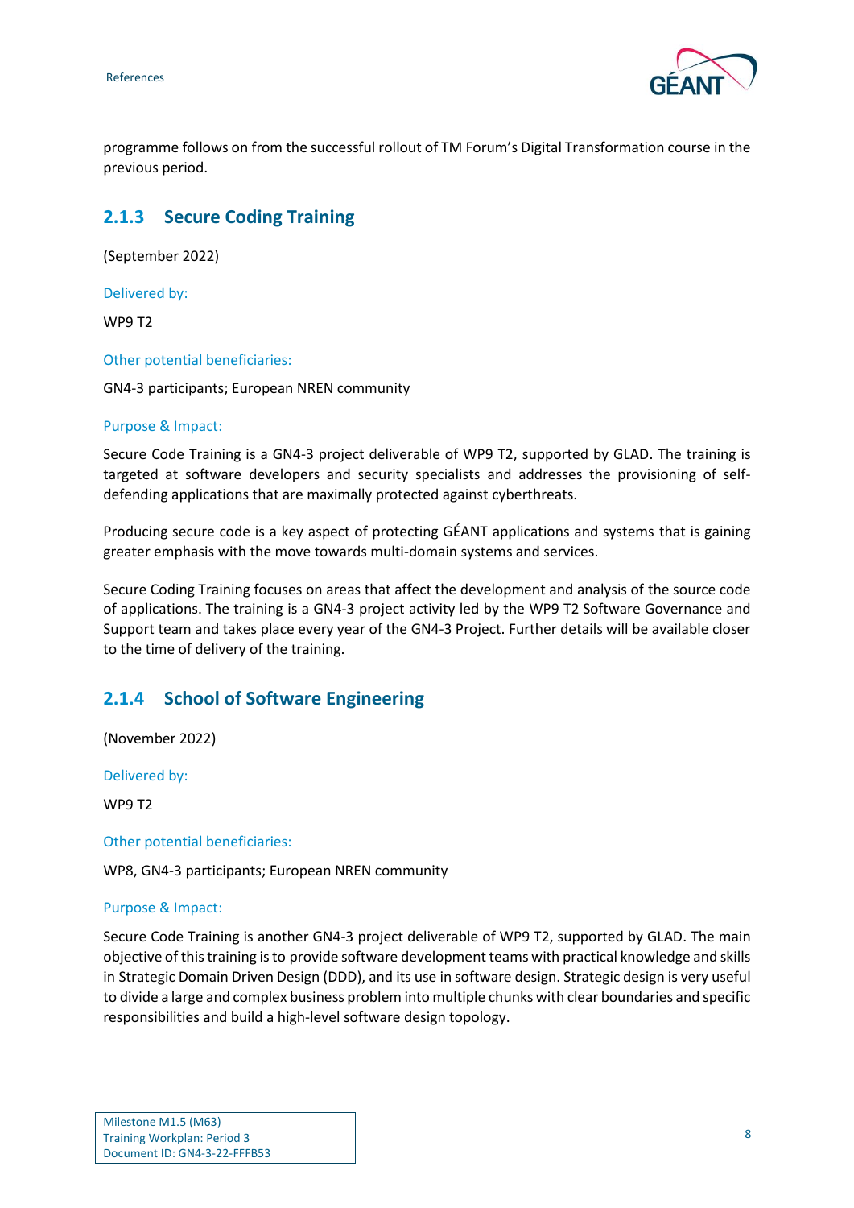programme follows on from the successful rollout of TM Forum's Digital Transformation course in the previous period.

### 2.1.3 Secure Coding Training

(September 2022)

Delivered by:

WP9 T2

Other potential beneficiaries:

GN4-3 participants; European NREN community

Purpose & Impact:

Secure Code Training is a GN4-3 project deliverable of WP9 T2, supported by GLAD. The training is targeted at software developers and security specialists and addresses the provisioning of self-defending applications that are maximally protected against cyberthreats.

Producing secure code is a key aspect of protecting GÉANT applications and systems that is gaining greater emphasis with the move towards multi-domain systems and services.

Secure Coding Training focuses on areas that affect the development and analysis of the source code of applications. The training is a GN4-3 project activity led by the WP9 T2 Software Governance and Support team and takes place every year of the GN4-3 Project. Further details will be available closer to the time of delivery of the training.

### 2.1.4 School of Software Engineering

(November 2022)

Delivered by:

WP9 T2

Other potential beneficiaries:

WP8, GN4-3 participants; European NREN community

Purpose & Impact:

Secure Code Training is another GN4-3 project deliverable of WP9 T2, supported by GLAD. The main objective of this training is to provide software development teams with practical knowledge and skills in Strategic Domain Driven Design (DDD), and its use in software design. Strategic design is very useful to divide a large and complex business problem into multiple chunks with clear boundaries and specific responsibilities and build a high-level software design topology.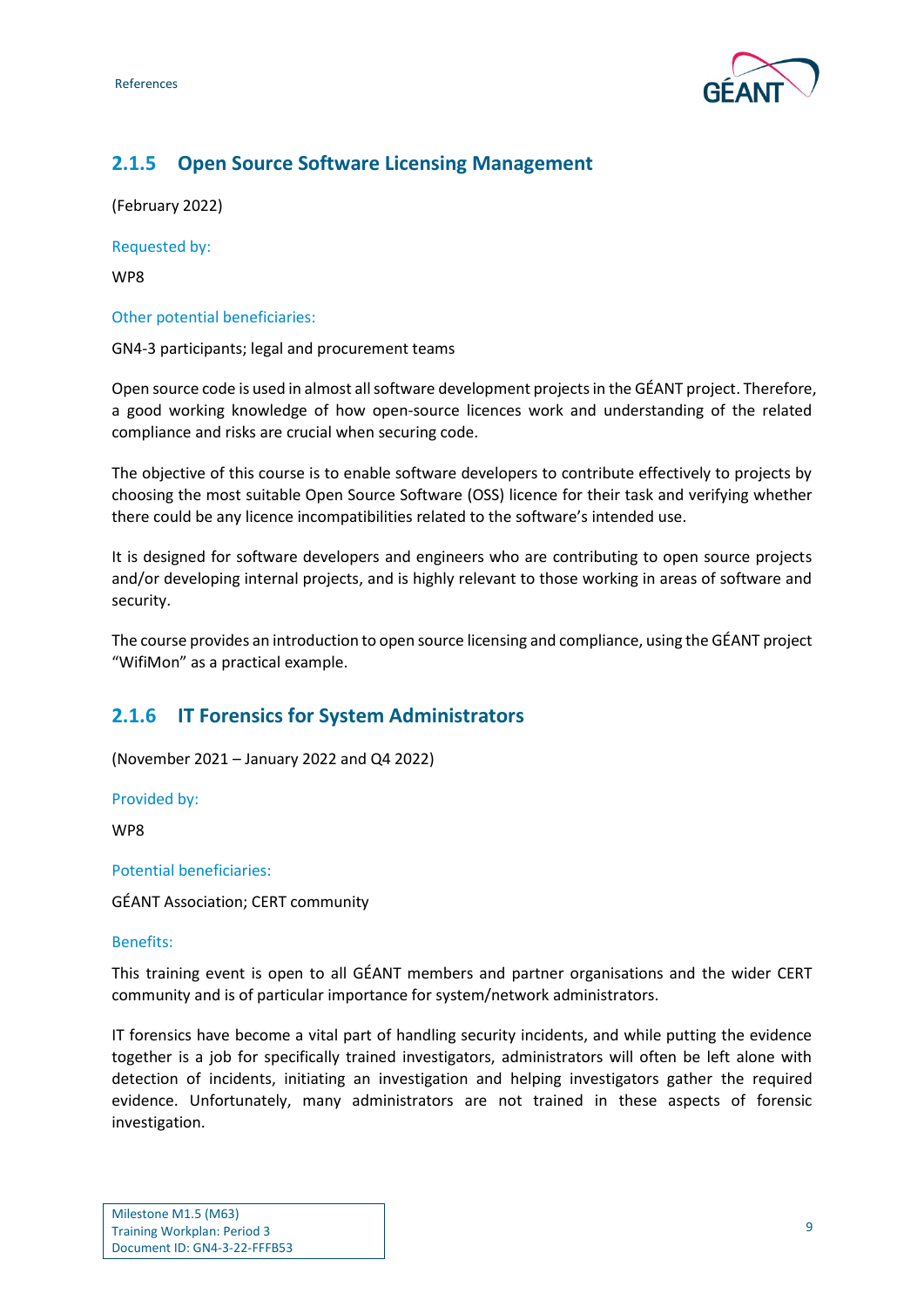### 2.1.5 Open Source Software Licensing Management

(February 2022)

Requested by:

WP8

Other potential beneficiaries:

GN4-3 participants; legal and procurement teams

Open source code is used in almost all software development projects in the GÉANT project. Therefore, a good working knowledge of how open-source licences work and understanding of the related compliance and risks are crucial when securing code.

The objective of this course is to enable software developers to contribute effectively to projects by choosing the most suitable Open Source Software (OSS) licence for their task and verifying whether there could be any licence incompatibilities related to the software's intended use.

It is designed for software developers and engineers who are contributing to open source projects and/or developing internal projects, and is highly relevant to those working in areas of software and security.

The course provides an introduction to open source licensing and compliance, using the GÉANT project "WifiMon" as a practical example.

### 2.1.6 IT Forensics for System Administrators

(November 2021 – January 2022 and Q4 2022)

Provided by:

WP8

Potential beneficiaries:

GÉANT Association; CERT community

Benefits:

This training event is open to all GÉANT members and partner organisations and the wider CERT community and is of particular importance for system/network administrators.

IT forensics have become a vital part of handling security incidents, and while putting the evidence together is a job for specifically trained investigators, administrators will often be left alone with detection of incidents, initiating an investigation and helping investigators gather the required evidence. Unfortunately, many administrators are not trained in these aspects of forensic investigation.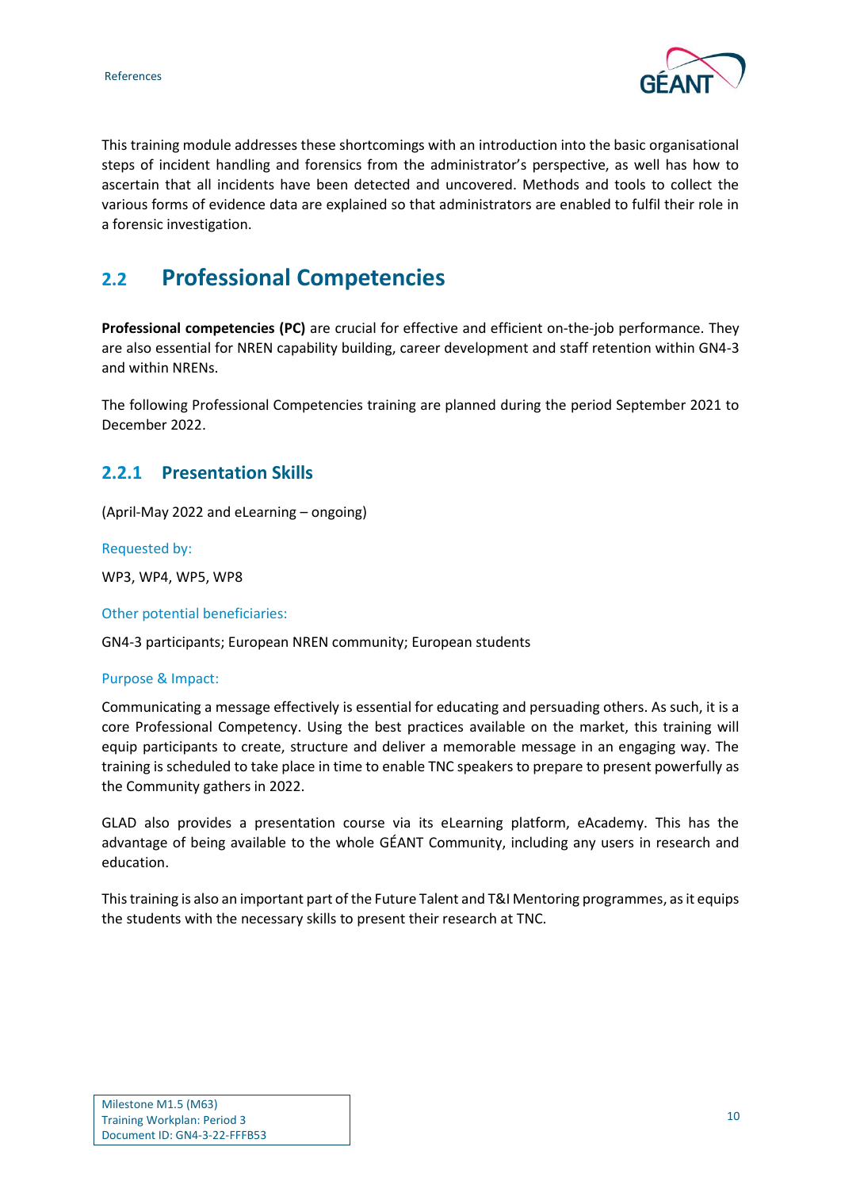This training module addresses these shortcomings with an introduction into the basic organisational steps of incident handling and forensics from the administrator's perspective, as well has how to ascertain that all incidents have been detected and uncovered. Methods and tools to collect the various forms of evidence data are explained so that administrators are enabled to fulfil their role in a forensic investigation.

## 2.2 Professional Competencies

**Professional competencies (PC)** are crucial for effective and efficient on-the-job performance. They are also essential for NREN capability building, career development and staff retention within GN4-3 and within NRENs.

The following Professional Competencies training are planned during the period September 2021 to December 2022.

### 2.2.1 Presentation Skills

(April-May 2022 and eLearning – ongoing)

Requested by:

WP3, WP4, WP5, WP8

Other potential beneficiaries:

GN4-3 participants; European NREN community; European students

Purpose & Impact:

Communicating a message effectively is essential for educating and persuading others. As such, it is a core Professional Competency. Using the best practices available on the market, this training will equip participants to create, structure and deliver a memorable message in an engaging way. The training is scheduled to take place in time to enable TNC speakers to prepare to present powerfully as the Community gathers in 2022.

GLAD also provides a presentation course via its eLearning platform, eAcademy. This has the advantage of being available to the whole GÉANT Community, including any users in research and education.

This training is also an important part of the Future Talent and T&I Mentoring programmes, as it equips the students with the necessary skills to present their research at TNC.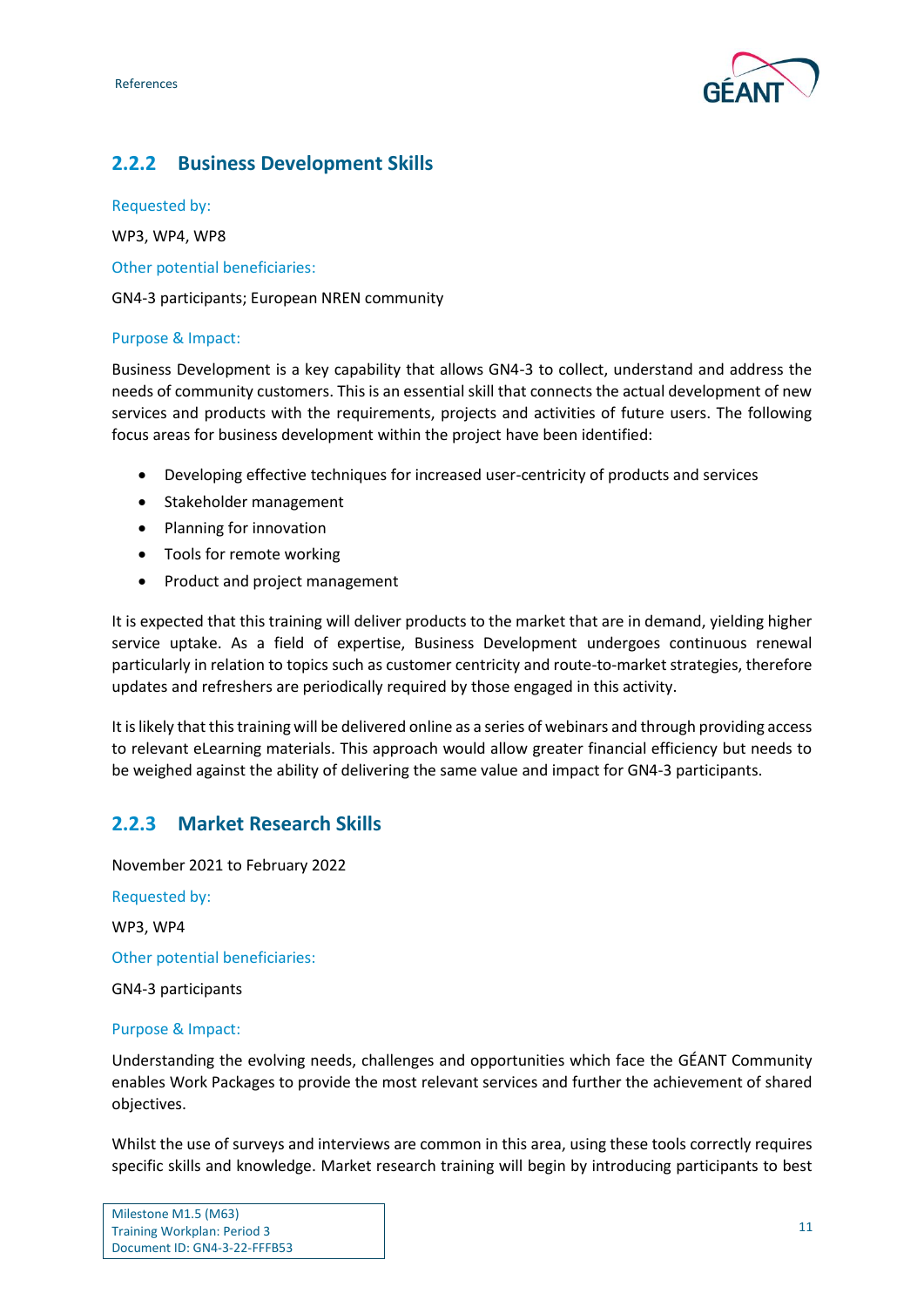### 2.2.2 Business Development Skills

Requested by:

WP3, WP4, WP8

Other potential beneficiaries:

GN4-3 participants; European NREN community

Purpose & Impact:

Business Development is a key capability that allows GN4-3 to collect, understand and address the needs of community customers. This is an essential skill that connects the actual development of new services and products with the requirements, projects and activities of future users. The following focus areas for business development within the project have been identified:

- Developing effective techniques for increased user-centricity of products and services
- Stakeholder management
- Planning for innovation
- Tools for remote working
- Product and project management

It is expected that this training will deliver products to the market that are in demand, yielding higher service uptake. As a field of expertise, Business Development undergoes continuous renewal particularly in relation to topics such as customer centricity and route-to-market strategies, therefore updates and refreshers are periodically required by those engaged in this activity.

It is likely that this training will be delivered online as a series of webinars and through providing access to relevant eLearning materials. This approach would allow greater financial efficiency but needs to be weighed against the ability of delivering the same value and impact for GN4-3 participants.

### 2.2.3 Market Research Skills

November 2021 to February 2022

Requested by:

WP3, WP4

Other potential beneficiaries:

GN4-3 participants

Purpose & Impact:

Understanding the evolving needs, challenges and opportunities which face the GÉANT Community enables Work Packages to provide the most relevant services and further the achievement of shared objectives.

Whilst the use of surveys and interviews are common in this area, using these tools correctly requires specific skills and knowledge. Market research training will begin by introducing participants to best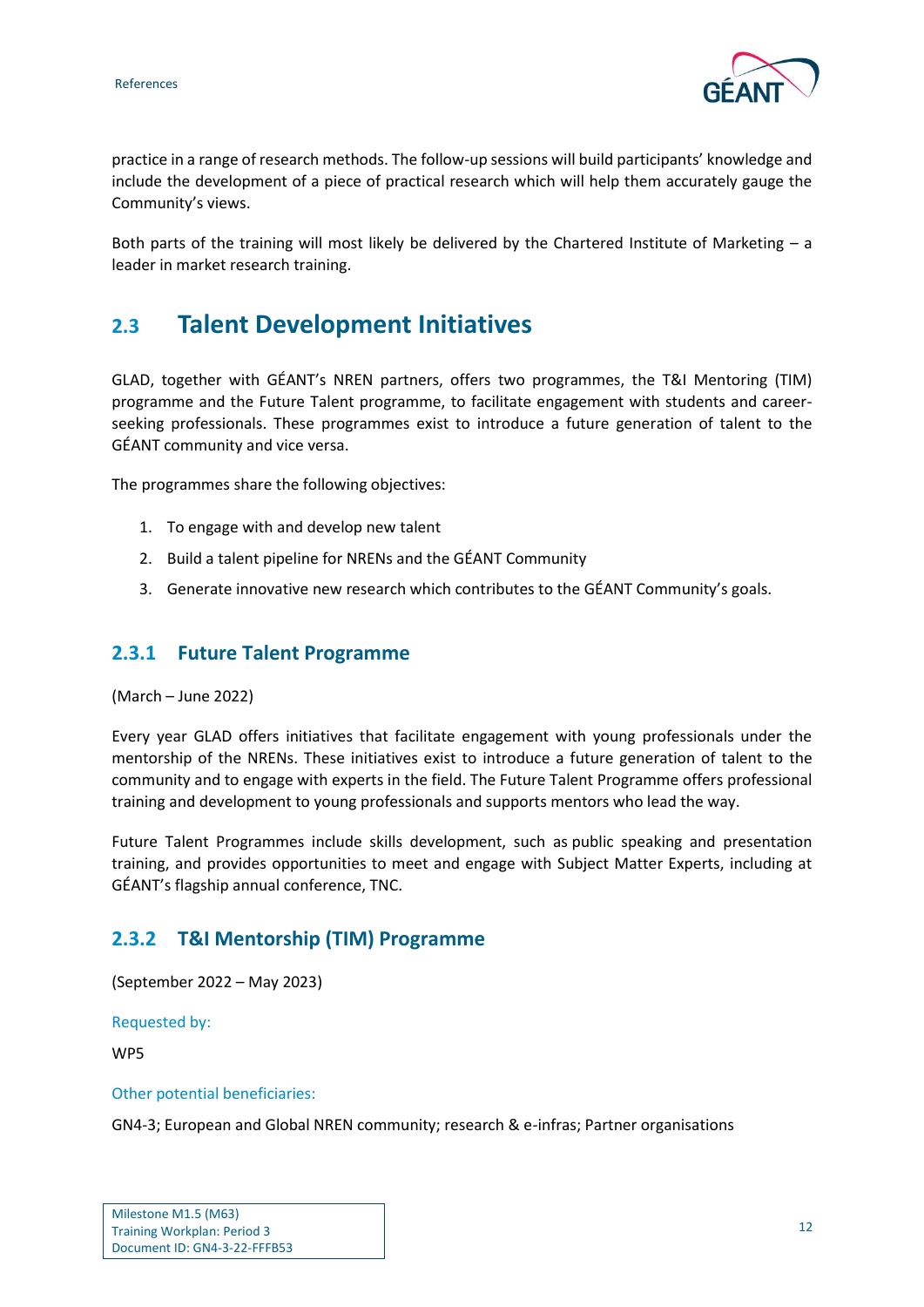practice in a range of research methods. The follow-up sessions will build participants' knowledge and include the development of a piece of practical research which will help them accurately gauge the Community's views.

Both parts of the training will most likely be delivered by the Chartered Institute of Marketing – a leader in market research training.

## 2.3 Talent Development Initiatives

GLAD, together with GÉANT's NREN partners, offers two programmes, the T&I Mentoring (TIM) programme and the Future Talent programme, to facilitate engagement with students and career-seeking professionals. These programmes exist to introduce a future generation of talent to the GÉANT community and vice versa.

The programmes share the following objectives:

1. To engage with and develop new talent
2. Build a talent pipeline for NRENs and the GÉANT Community
3. Generate innovative new research which contributes to the GÉANT Community's goals.

### 2.3.1 Future Talent Programme

(March – June 2022)

Every year GLAD offers initiatives that facilitate engagement with young professionals under the mentorship of the NRENs. These initiatives exist to introduce a future generation of talent to the community and to engage with experts in the field. The Future Talent Programme offers professional training and development to young professionals and supports mentors who lead the way.

Future Talent Programmes include skills development, such as public speaking and presentation training, and provides opportunities to meet and engage with Subject Matter Experts, including at GÉANT's flagship annual conference, TNC.

### 2.3.2 T&I Mentorship (TIM) Programme

(September 2022 – May 2023)

Requested by:

WP5

Other potential beneficiaries:

GN4-3; European and Global NREN community; research & e-infras; Partner organisations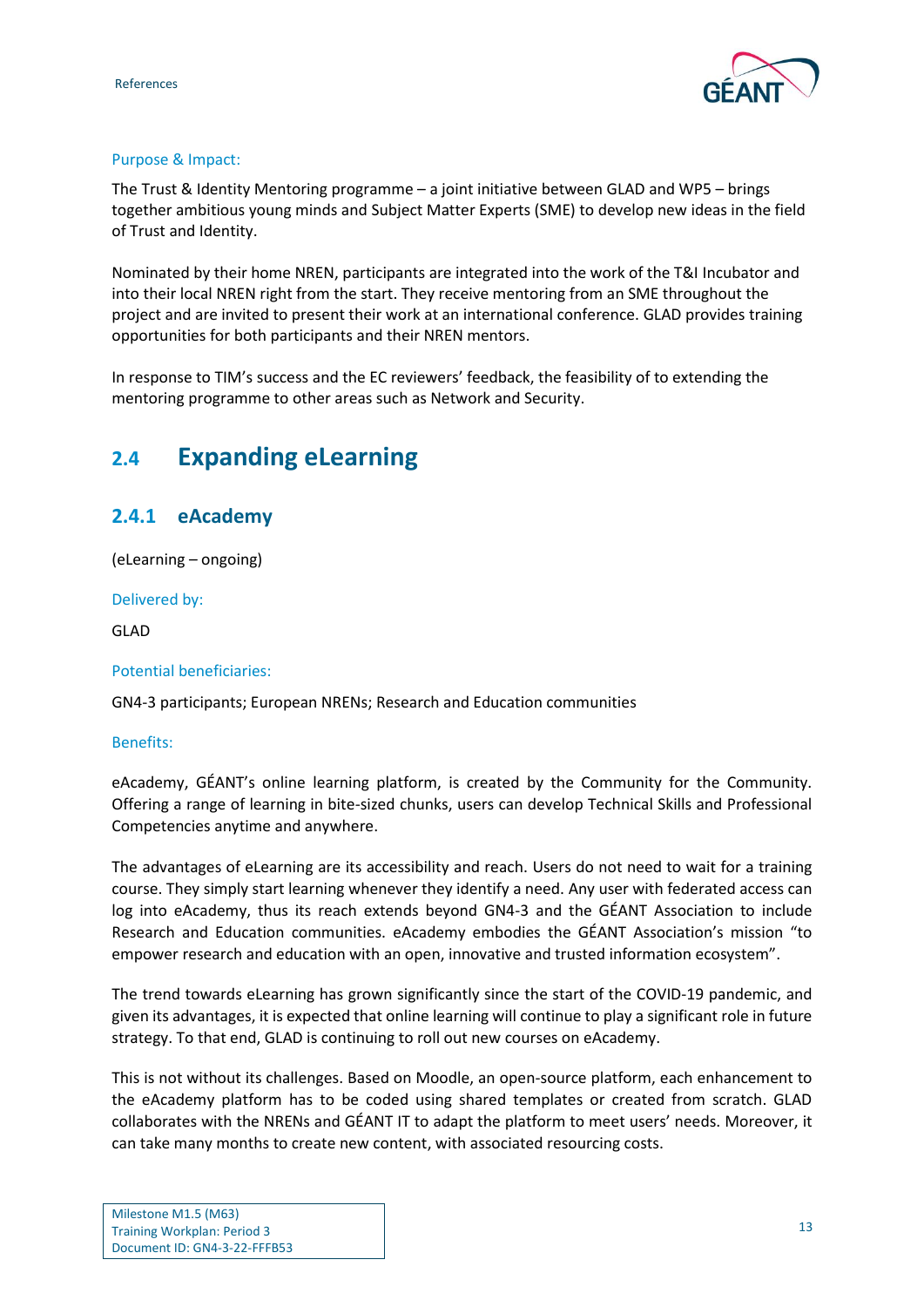Purpose & Impact:

The Trust & Identity Mentoring programme – a joint initiative between GLAD and WP5 – brings together ambitious young minds and Subject Matter Experts (SME) to develop new ideas in the field of Trust and Identity.

Nominated by their home NREN, participants are integrated into the work of the T&I Incubator and into their local NREN right from the start. They receive mentoring from an SME throughout the project and are invited to present their work at an international conference. GLAD provides training opportunities for both participants and their NREN mentors.

In response to TIM's success and the EC reviewers' feedback, the feasibility of to extending the mentoring programme to other areas such as Network and Security.

## 2.4 Expanding eLearning

### 2.4.1 eAcademy

(eLearning – ongoing)

Delivered by:

GLAD

Potential beneficiaries:

GN4-3 participants; European NRENs; Research and Education communities

Benefits:

eAcademy, GÉANT's online learning platform, is created by the Community for the Community. Offering a range of learning in bite-sized chunks, users can develop Technical Skills and Professional Competencies anytime and anywhere.

The advantages of eLearning are its accessibility and reach. Users do not need to wait for a training course. They simply start learning whenever they identify a need. Any user with federated access can log into eAcademy, thus its reach extends beyond GN4-3 and the GÉANT Association to include Research and Education communities. eAcademy embodies the GÉANT Association's mission "to empower research and education with an open, innovative and trusted information ecosystem".

The trend towards eLearning has grown significantly since the start of the COVID-19 pandemic, and given its advantages, it is expected that online learning will continue to play a significant role in future strategy. To that end, GLAD is continuing to roll out new courses on eAcademy.

This is not without its challenges. Based on Moodle, an open-source platform, each enhancement to the eAcademy platform has to be coded using shared templates or created from scratch. GLAD collaborates with the NRENs and GÉANT IT to adapt the platform to meet users' needs. Moreover, it can take many months to create new content, with associated resourcing costs.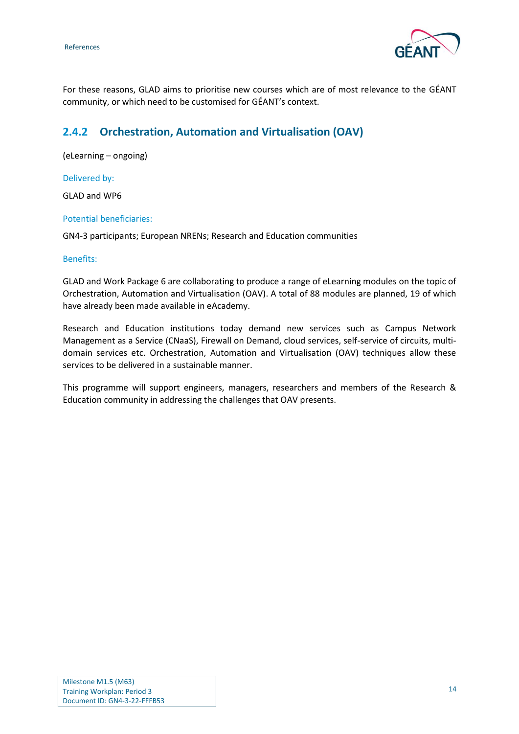For these reasons, GLAD aims to prioritise new courses which are of most relevance to the GÉANT community, or which need to be customised for GÉANT's context.

### 2.4.2 Orchestration, Automation and Virtualisation (OAV)

(eLearning – ongoing)

Delivered by:

GLAD and WP6

Potential beneficiaries:

GN4-3 participants; European NRENs; Research and Education communities

Benefits:

GLAD and Work Package 6 are collaborating to produce a range of eLearning modules on the topic of Orchestration, Automation and Virtualisation (OAV). A total of 88 modules are planned, 19 of which have already been made available in eAcademy.

Research and Education institutions today demand new services such as Campus Network Management as a Service (CNaaS), Firewall on Demand, cloud services, self-service of circuits, multi-domain services etc. Orchestration, Automation and Virtualisation (OAV) techniques allow these services to be delivered in a sustainable manner.

This programme will support engineers, managers, researchers and members of the Research & Education community in addressing the challenges that OAV presents.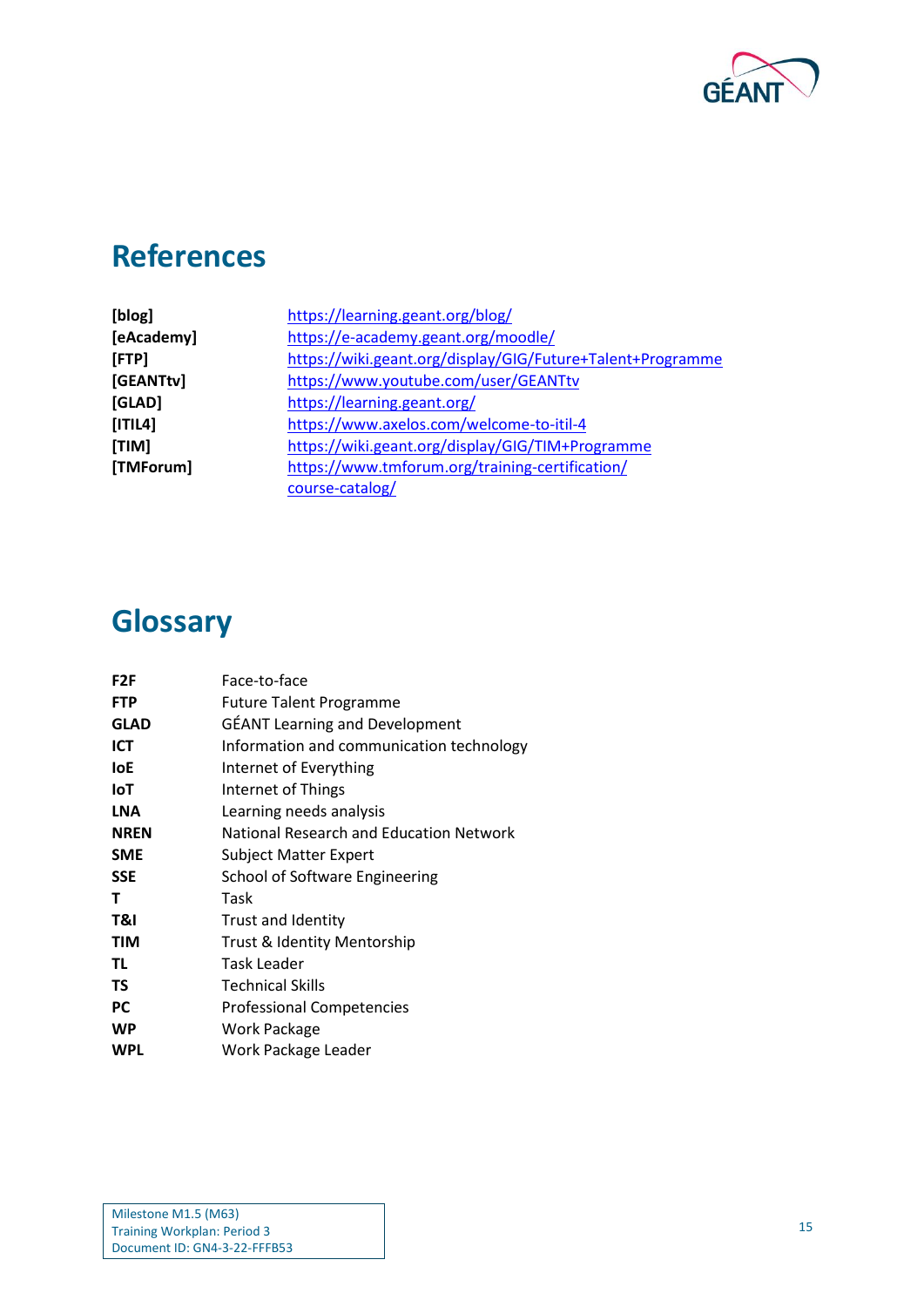# References

| | |
|---|---|
| **[blog]** | https://learning.geant.org/blog/ |
| **[eAcademy]** | https://e-academy.geant.org/moodle/ |
| **[FTP]** | https://wiki.geant.org/display/GIG/Future+Talent+Programme |
| **[GEANTtv]** | https://www.youtube.com/user/GEANTtv |
| **[GLAD]** | https://learning.geant.org/ |
| **[ITIL4]** | https://www.axelos.com/welcome-to-itil-4 |
| **[TIM]** | https://wiki.geant.org/display/GIG/TIM+Programme |
| **[TMForum]** | https://www.tmforum.org/training-certification/course-catalog/ |

# Glossary

| | |
|---|---|
| **F2F** | Face-to-face |
| **FTP** | Future Talent Programme |
| **GLAD** | GÉANT Learning and Development |
| **ICT** | Information and communication technology |
| **IoE** | Internet of Everything |
| **IoT** | Internet of Things |
| **LNA** | Learning needs analysis |
| **NREN** | National Research and Education Network |
| **SME** | Subject Matter Expert |
| **SSE** | School of Software Engineering |
| **T** | Task |
| **T&I** | Trust and Identity |
| **TIM** | Trust & Identity Mentorship |
| **TL** | Task Leader |
| **TS** | Technical Skills |
| **PC** | Professional Competencies |
| **WP** | Work Package |
| **WPL** | Work Package Leader |